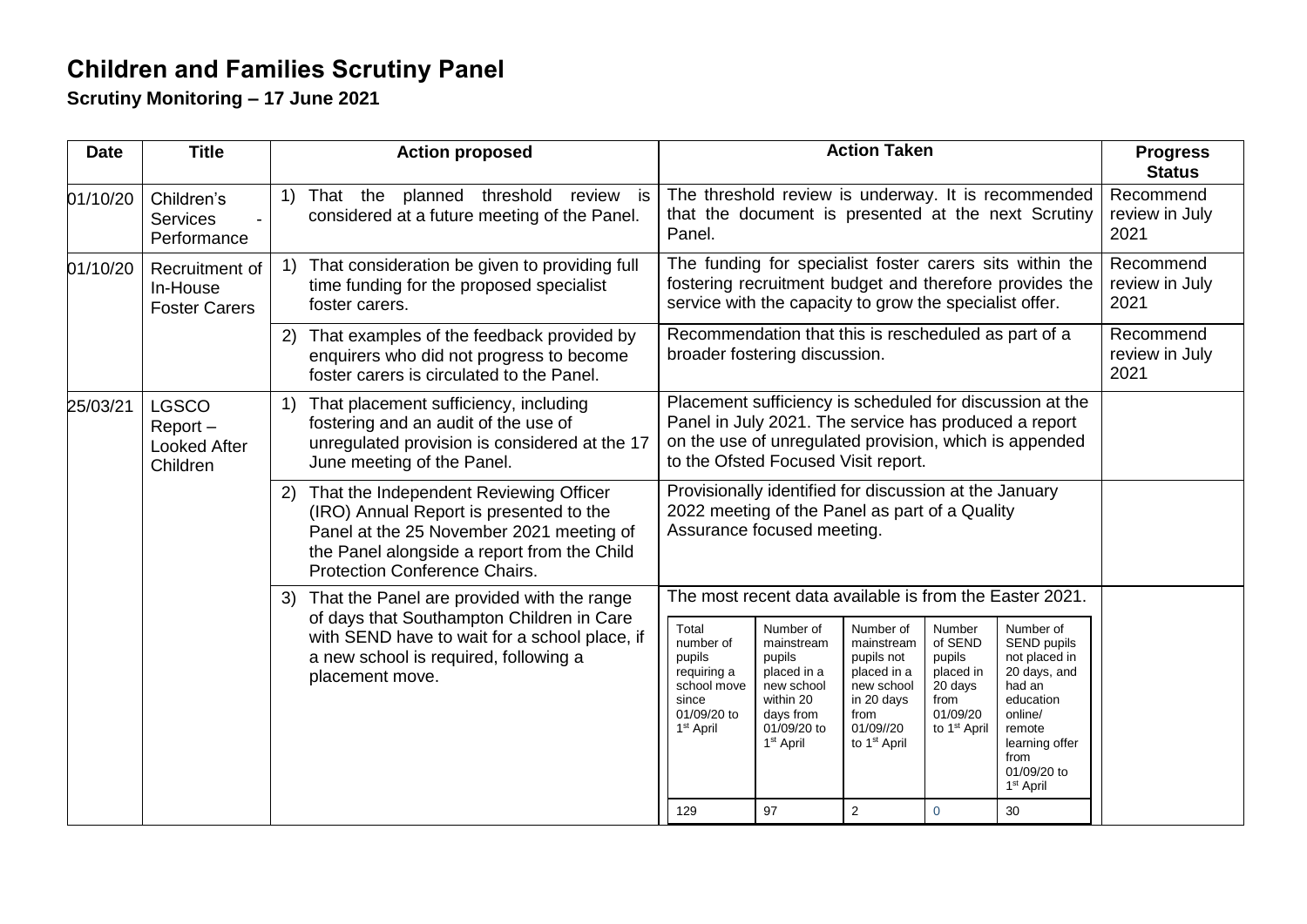# Children and Families Scrutiny Panel

## Scrutiny Monitoring – 17 June 2021

| Date | Title | Action proposed | Action Taken | Progress Status |
|---|---|---|---|---|
| 01/10/20 | Children's Services - Performance | 1) That the planned threshold review is considered at a future meeting of the Panel. | The threshold review is underway. It is recommended that the document is presented at the next Scrutiny Panel. | Recommend review in July 2021 |
| 01/10/20 | Recruitment of In-House Foster Carers | 1) That consideration be given to providing full time funding for the proposed specialist foster carers. | The funding for specialist foster carers sits within the fostering recruitment budget and therefore provides the service with the capacity to grow the specialist offer. | Recommend review in July 2021 |
| | | 2) That examples of the feedback provided by enquirers who did not progress to become foster carers is circulated to the Panel. | Recommendation that this is rescheduled as part of a broader fostering discussion. | Recommend review in July 2021 |
| 25/03/21 | LGSCO Report – Looked After Children | 1) That placement sufficiency, including fostering and an audit of the use of unregulated provision is considered at the 17 June meeting of the Panel. | Placement sufficiency is scheduled for discussion at the Panel in July 2021. The service has produced a report on the use of unregulated provision, which is appended to the Ofsted Focused Visit report. | |
| | | 2) That the Independent Reviewing Officer (IRO) Annual Report is presented to the Panel at the 25 November 2021 meeting of the Panel alongside a report from the Child Protection Conference Chairs. | Provisionally identified for discussion at the January 2022 meeting of the Panel as part of a Quality Assurance focused meeting. | |
| | | 3) That the Panel are provided with the range of days that Southampton Children in Care with SEND have to wait for a school place, if a new school is required, following a placement move. | The most recent data available is from the Easter 2021. (see table below) | |

| Total number of pupils requiring a school move since 01/09/20 to 1st April | Number of mainstream pupils placed in a new school within 20 days from 01/09/20 to 1st April | Number of mainstream pupils not placed in a new school in 20 days from 01/09//20 to 1st April | Number of SEND pupils placed in 20 days from 01/09/20 to 1st April | Number of SEND pupils not placed in 20 days, and had an education online/ remote learning offer from 01/09/20 to 1st April |
|---|---|---|---|---|
| 129 | 97 | 2 | 0 | 30 |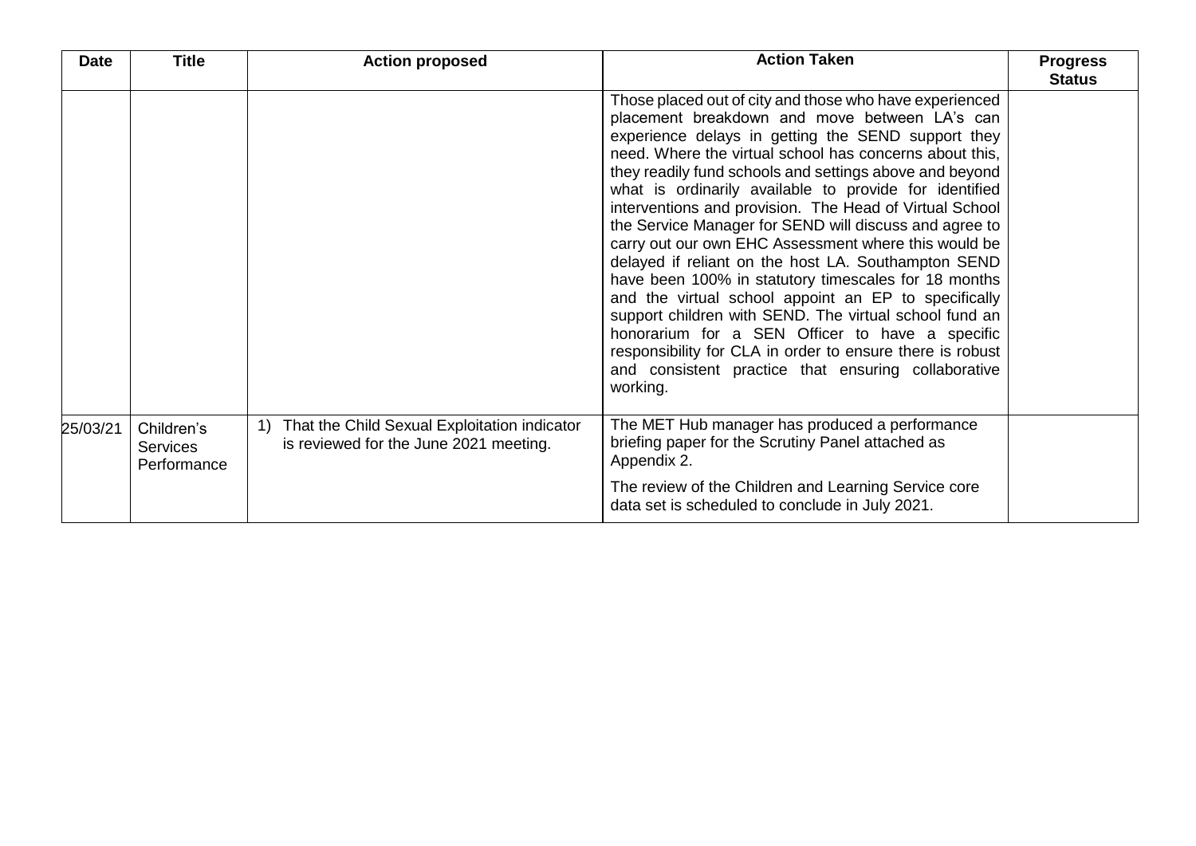| Date | Title | Action proposed | Action Taken | Progress Status |
|---|---|---|---|---|
| | | | Those placed out of city and those who have experienced placement breakdown and move between LA's can experience delays in getting the SEND support they need. Where the virtual school has concerns about this, they readily fund schools and settings above and beyond what is ordinarily available to provide for identified interventions and provision. The Head of Virtual School the Service Manager for SEND will discuss and agree to carry out our own EHC Assessment where this would be delayed if reliant on the host LA. Southampton SEND have been 100% in statutory timescales for 18 months and the virtual school appoint an EP to specifically support children with SEND. The virtual school fund an honorarium for a SEN Officer to have a specific responsibility for CLA in order to ensure there is robust and consistent practice that ensuring collaborative working. | |
| 25/03/21 | Children's Services Performance | 1) That the Child Sexual Exploitation indicator is reviewed for the June 2021 meeting. | The MET Hub manager has produced a performance briefing paper for the Scrutiny Panel attached as Appendix 2.<br><br>The review of the Children and Learning Service core data set is scheduled to conclude in July 2021. | |